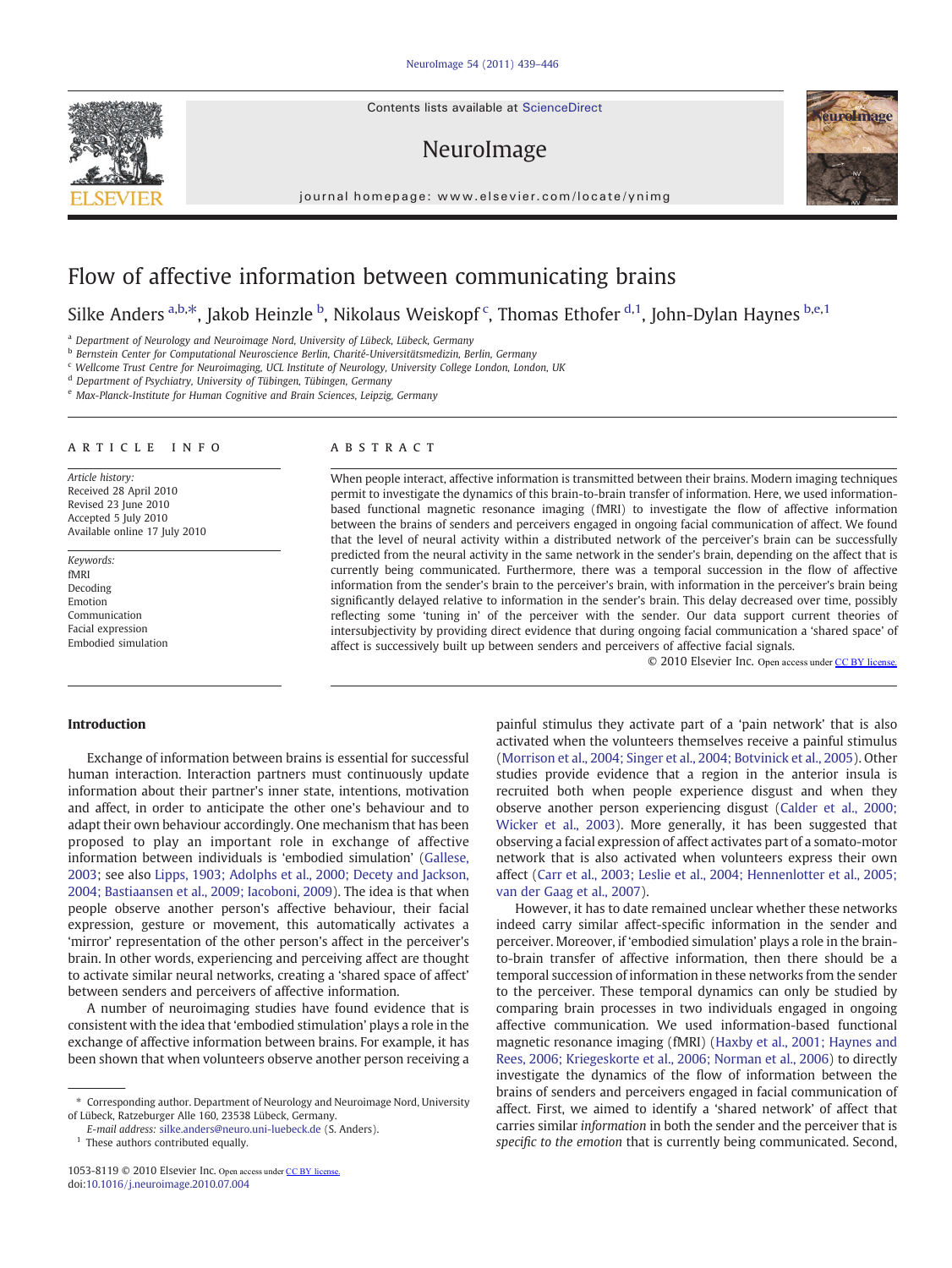# Flow of affective information between communicating brains

Silke Anders [a,b,*], Jakob Heinzle [b], Nikolaus Weiskopf [c], Thomas Ethofer [d,1], John-Dylan Haynes [b,e,1]

[a] Department of Neurology and Neuroimage Nord, University of Lübeck, Lübeck, Germany
[b] Bernstein Center for Computational Neuroscience Berlin, Charité-Universitätsmedizin, Berlin, Germany
[c] Wellcome Trust Centre for Neuroimaging, UCL Institute of Neurology, University College London, London, UK
[d] Department of Psychiatry, University of Tübingen, Tübingen, Germany
[e] Max-Planck-Institute for Human Cognitive and Brain Sciences, Leipzig, Germany

**ARTICLE INFO**

*Article history:*
Received 28 April 2010
Revised 23 June 2010
Accepted 5 July 2010
Available online 17 July 2010

*Keywords:*
fMRI
Decoding
Emotion
Communication
Facial expression
Embodied simulation

**ABSTRACT**

When people interact, affective information is transmitted between their brains. Modern imaging techniques permit to investigate the dynamics of this brain-to-brain transfer of information. Here, we used information-based functional magnetic resonance imaging (fMRI) to investigate the flow of affective information between the brains of senders and perceivers engaged in ongoing facial communication of affect. We found that the level of neural activity within a distributed network of the perceiver's brain can be successfully predicted from the neural activity in the same network in the sender's brain, depending on the affect that is currently being communicated. Furthermore, there was a temporal succession in the flow of affective information from the sender's brain to the perceiver's brain, with information in the perceiver's brain being significantly delayed relative to information in the sender's brain. This delay decreased over time, possibly reflecting some 'tuning in' of the perceiver with the sender. Our data support current theories of intersubjectivity by providing direct evidence that during ongoing facial communication a 'shared space' of affect is successively built up between senders and perceivers of affective facial signals.

© 2010 Elsevier Inc. Open access under CC BY license.

## Introduction

Exchange of information between brains is essential for successful human interaction. Interaction partners must continuously update information about their partner's inner state, intentions, motivation and affect, in order to anticipate the other one's behaviour and to adapt their own behaviour accordingly. One mechanism that has been proposed to play an important role in exchange of affective information between individuals is 'embodied simulation' (Gallese, 2003; see also Lipps, 1903; Adolphs et al., 2000; Decety and Jackson, 2004; Bastiaansen et al., 2009; Iacoboni, 2009). The idea is that when people observe another person's affective behaviour, their facial expression, gesture or movement, this automatically activates a 'mirror' representation of the other person's affect in the perceiver's brain. In other words, experiencing and perceiving affect are thought to activate similar neural networks, creating a 'shared space of affect' between senders and perceivers of affective information.

A number of neuroimaging studies have found evidence that is consistent with the idea that 'embodied stimulation' plays a role in the exchange of affective information between brains. For example, it has been shown that when volunteers observe another person receiving a painful stimulus they activate part of a 'pain network' that is also activated when the volunteers themselves receive a painful stimulus (Morrison et al., 2004; Singer et al., 2004; Botvinick et al., 2005). Other studies provide evidence that a region in the anterior insula is recruited both when people experience disgust and when they observe another person experiencing disgust (Calder et al., 2000; Wicker et al., 2003). More generally, it has been suggested that observing a facial expression of affect activates part of a somato-motor network that is also activated when volunteers express their own affect (Carr et al., 2003; Leslie et al., 2004; Hennenlotter et al., 2005; van der Gaag et al., 2007).

However, it has to date remained unclear whether these networks indeed carry similar affect-specific information in the sender and perceiver. Moreover, if 'embodied simulation' plays a role in the brain-to-brain transfer of affective information, then there should be a temporal succession of information in these networks from the sender to the perceiver. These temporal dynamics can only be studied by comparing brain processes in two individuals engaged in ongoing affective communication. We used information-based functional magnetic resonance imaging (fMRI) (Haxby et al., 2001; Haynes and Rees, 2006; Kriegeskorte et al., 2006; Norman et al., 2006) to directly investigate the dynamics of the flow of information between the brains of senders and perceivers engaged in facial communication of affect. First, we aimed to identify a 'shared network' of affect that carries similar *information* in both the sender and the perceiver that is *specific to the emotion* that is currently being communicated. Second,

* Corresponding author. Department of Neurology and Neuroimage Nord, University of Lübeck, Ratzeburger Alle 160, 23538 Lübeck, Germany.
*E-mail address:* silke.anders@neuro.uni-luebeck.de (S. Anders).
[1] These authors contributed equally.

1053-8119 © 2010 Elsevier Inc. Open access under CC BY license.
doi:10.1016/j.neuroimage.2010.07.004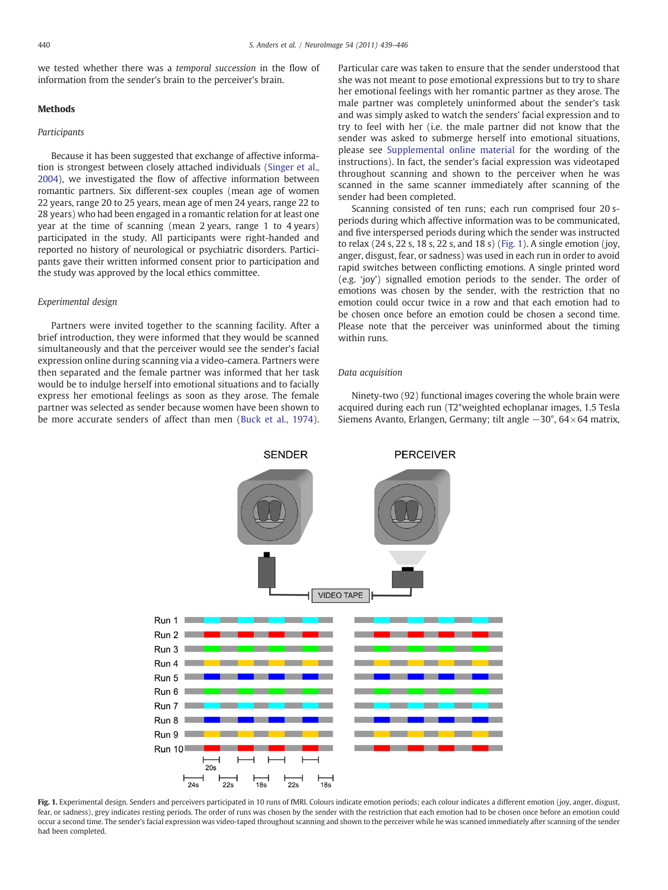we tested whether there was a *temporal succession* in the flow of information from the sender's brain to the perceiver's brain.

## Methods

### Participants

Because it has been suggested that exchange of affective information is strongest between closely attached individuals (Singer et al., 2004), we investigated the flow of affective information between romantic partners. Six different-sex couples (mean age of women 22 years, range 20 to 25 years, mean age of men 24 years, range 22 to 28 years) who had been engaged in a romantic relation for at least one year at the time of scanning (mean 2 years, range 1 to 4 years) participated in the study. All participants were right-handed and reported no history of neurological or psychiatric disorders. Participants gave their written informed consent prior to participation and the study was approved by the local ethics committee.

### Experimental design

Partners were invited together to the scanning facility. After a brief introduction, they were informed that they would be scanned simultaneously and that the perceiver would see the sender's facial expression online during scanning via a video-camera. Partners were then separated and the female partner was informed that her task would be to indulge herself into emotional situations and to facially express her emotional feelings as soon as they arose. The female partner was selected as sender because women have been shown to be more accurate senders of affect than men (Buck et al., 1974). Particular care was taken to ensure that the sender understood that she was not meant to pose emotional expressions but to try to share her emotional feelings with her romantic partner as they arose. The male partner was completely uninformed about the sender's task and was simply asked to watch the senders' facial expression and to try to feel with her (i.e. the male partner did not know that the sender was asked to submerge herself into emotional situations, please see Supplemental online material for the wording of the instructions). In fact, the sender's facial expression was videotaped throughout scanning and shown to the perceiver when he was scanned in the same scanner immediately after scanning of the sender had been completed.

Scanning consisted of ten runs; each run comprised four 20 s-periods during which affective information was to be communicated, and five interspersed periods during which the sender was instructed to relax (24 s, 22 s, 18 s, 22 s, and 18 s) (Fig. 1). A single emotion (joy, anger, disgust, fear, or sadness) was used in each run in order to avoid rapid switches between conflicting emotions. A single printed word (e.g. 'joy') signalled emotion periods to the sender. The order of emotions was chosen by the sender, with the restriction that no emotion could occur twice in a row and that each emotion had to be chosen once before an emotion could be chosen a second time. Please note that the perceiver was uninformed about the timing within runs.

### Data acquisition

Ninety-two (92) functional images covering the whole brain were acquired during each run (T2*weighted echoplanar images, 1.5 Tesla Siemens Avanto, Erlangen, Germany; tilt angle −30°, 64 × 64 matrix,

**Fig. 1.** Experimental design. Senders and perceivers participated in 10 runs of fMRI. Colours indicate emotion periods; each colour indicates a different emotion (joy, anger, disgust, fear, or sadness), grey indicates resting periods. The order of runs was chosen by the sender with the restriction that each emotion had to be chosen once before an emotion could occur a second time. The sender's facial expression was video-taped throughout scanning and shown to the perceiver while he was scanned immediately after scanning of the sender had been completed.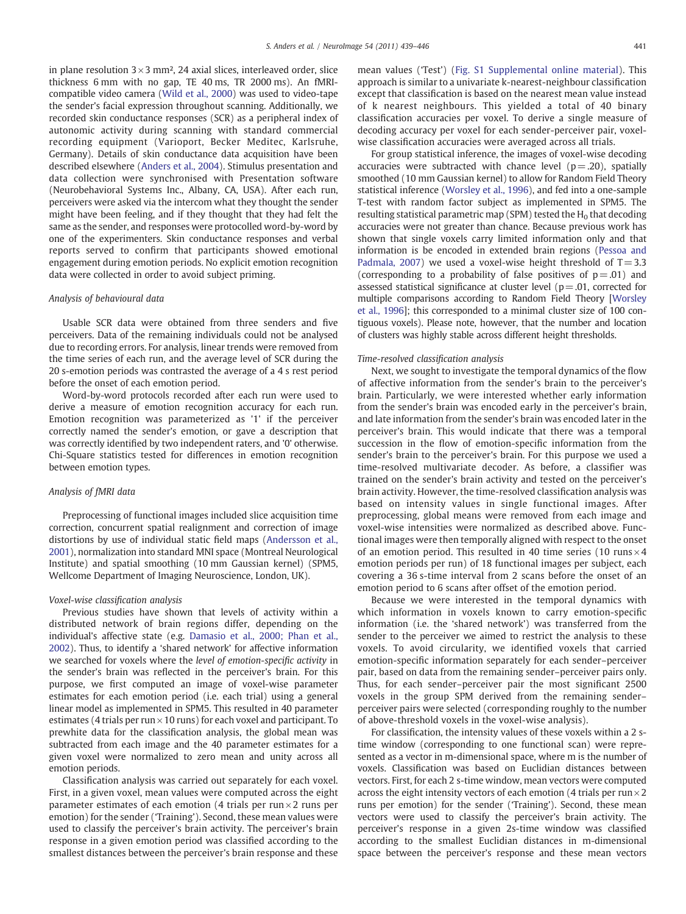in plane resolution 3 × 3 mm², 24 axial slices, interleaved order, slice thickness 6 mm with no gap, TE 40 ms, TR 2000 ms). An fMRI-compatible video camera (Wild et al., 2000) was used to video-tape the sender's facial expression throughout scanning. Additionally, we recorded skin conductance responses (SCR) as a peripheral index of autonomic activity during scanning with standard commercial recording equipment (Varioport, Becker Meditec, Karlsruhe, Germany). Details of skin conductance data acquisition have been described elsewhere (Anders et al., 2004). Stimulus presentation and data collection were synchronised with Presentation software (Neurobehavioral Systems Inc., Albany, CA, USA). After each run, perceivers were asked via the intercom what they thought the sender might have been feeling, and if they thought that they had felt the same as the sender, and responses were protocolled word-by-word by one of the experimenters. Skin conductance responses and verbal reports served to confirm that participants showed emotional engagement during emotion periods. No explicit emotion recognition data were collected in order to avoid subject priming.

### Analysis of behavioural data

Usable SCR data were obtained from three senders and five perceivers. Data of the remaining individuals could not be analysed due to recording errors. For analysis, linear trends were removed from the time series of each run, and the average level of SCR during the 20 s-emotion periods was contrasted the average of a 4 s rest period before the onset of each emotion period.

Word-by-word protocols recorded after each run were used to derive a measure of emotion recognition accuracy for each run. Emotion recognition was parameterized as '1' if the perceiver correctly named the sender's emotion, or gave a description that was correctly identified by two independent raters, and '0' otherwise. Chi-Square statistics tested for differences in emotion recognition between emotion types.

### Analysis of fMRI data

Preprocessing of functional images included slice acquisition time correction, concurrent spatial realignment and correction of image distortions by use of individual static field maps (Andersson et al., 2001), normalization into standard MNI space (Montreal Neurological Institute) and spatial smoothing (10 mm Gaussian kernel) (SPM5, Wellcome Department of Imaging Neuroscience, London, UK).

#### Voxel-wise classification analysis

Previous studies have shown that levels of activity within a distributed network of brain regions differ, depending on the individual's affective state (e.g. Damasio et al., 2000; Phan et al., 2002). Thus, to identify a 'shared network' for affective information we searched for voxels where the *level of emotion-specific activity* in the sender's brain was reflected in the perceiver's brain. For this purpose, we first computed an image of voxel-wise parameter estimates for each emotion period (i.e. each trial) using a general linear model as implemented in SPM5. This resulted in 40 parameter estimates (4 trials per run × 10 runs) for each voxel and participant. To prewhite data for the classification analysis, the global mean was subtracted from each image and the 40 parameter estimates for a given voxel were normalized to zero mean and unity across all emotion periods.

Classification analysis was carried out separately for each voxel. First, in a given voxel, mean values were computed across the eight parameter estimates of each emotion (4 trials per run × 2 runs per emotion) for the sender ('Training'). Second, these mean values were used to classify the perceiver's brain activity. The perceiver's brain response in a given emotion period was classified according to the smallest distances between the perceiver's brain response and these mean values ('Test') (Fig. S1 Supplemental online material). This approach is similar to a univariate k-nearest-neighbour classification except that classification is based on the nearest mean value instead of k nearest neighbours. This yielded a total of 40 binary classification accuracies per voxel. To derive a single measure of decoding accuracy per voxel for each sender-perceiver pair, voxel-wise classification accuracies were averaged across all trials.

For group statistical inference, the images of voxel-wise decoding accuracies were subtracted with chance level ($p = .20$), spatially smoothed (10 mm Gaussian kernel) to allow for Random Field Theory statistical inference (Worsley et al., 1996), and fed into a one-sample T-test with random factor subject as implemented in SPM5. The resulting statistical parametric map (SPM) tested the $H_0$ that decoding accuracies were not greater than chance. Because previous work has shown that single voxels carry limited information only and that information is be encoded in extended brain regions (Pessoa and Padmala, 2007) we used a voxel-wise height threshold of $T = 3.3$ (corresponding to a probability of false positives of $p = .01$) and assessed statistical significance at cluster level ($p = .01$, corrected for multiple comparisons according to Random Field Theory [Worsley et al., 1996]; this corresponded to a minimal cluster size of 100 contiguous voxels). Please note, however, that the number and location of clusters was highly stable across different height thresholds.

#### Time-resolved classification analysis

Next, we sought to investigate the temporal dynamics of the flow of affective information from the sender's brain to the perceiver's brain. Particularly, we were interested whether early information from the sender's brain was encoded early in the perceiver's brain, and late information from the sender's brain was encoded later in the perceiver's brain. This would indicate that there was a temporal succession in the flow of emotion-specific information from the sender's brain to the perceiver's brain. For this purpose we used a time-resolved multivariate decoder. As before, a classifier was trained on the sender's brain activity and tested on the perceiver's brain activity. However, the time-resolved classification analysis was based on intensity values in single functional images. After preprocessing, global means were removed from each image and voxel-wise intensities were normalized as described above. Functional images were then temporally aligned with respect to the onset of an emotion period. This resulted in 40 time series (10 runs × 4 emotion periods per run) of 18 functional images per subject, each covering a 36 s-time interval from 2 scans before the onset of an emotion period to 6 scans after offset of the emotion period.

Because we were interested in the temporal dynamics with which information in voxels known to carry emotion-specific information (i.e. the 'shared network') was transferred from the sender to the perceiver we aimed to restrict the analysis to these voxels. To avoid circularity, we identified voxels that carried emotion-specific information separately for each sender–perceiver pair, based on data from the remaining sender–perceiver pairs only. Thus, for each sender–perceiver pair the most significant 2500 voxels in the group SPM derived from the remaining sender–perceiver pairs were selected (corresponding roughly to the number of above-threshold voxels in the voxel-wise analysis).

For classification, the intensity values of these voxels within a 2 s-time window (corresponding to one functional scan) were represented as a vector in m-dimensional space, where m is the number of voxels. Classification was based on Euclidian distances between vectors. First, for each 2 s-time window, mean vectors were computed across the eight intensity vectors of each emotion (4 trials per run × 2 runs per emotion) for the sender ('Training'). Second, these mean vectors were used to classify the perceiver's brain activity. The perceiver's response in a given 2s-time window was classified according to the smallest Euclidian distances in m-dimensional space between the perceiver's response and these mean vectors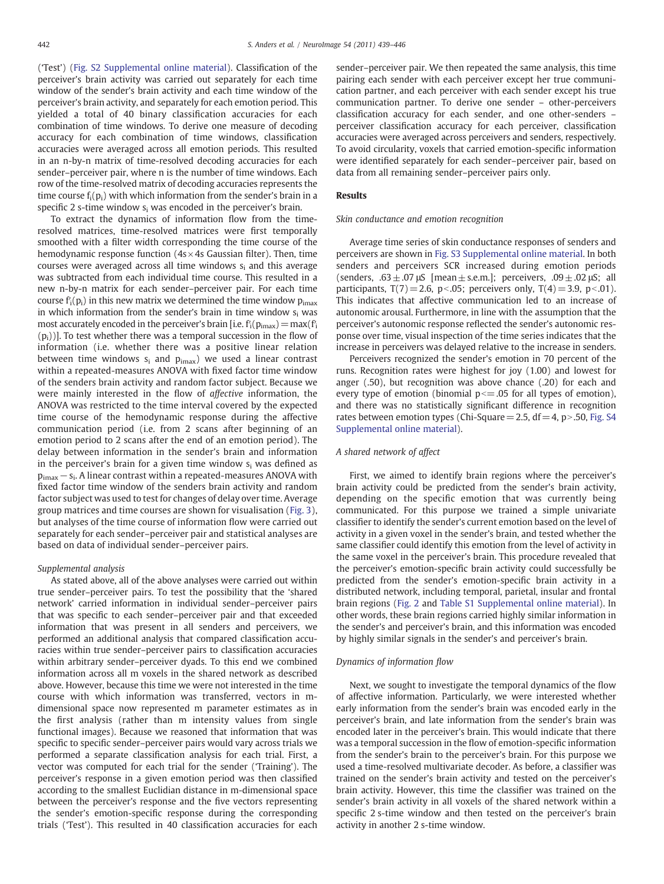('Test') (Fig. S2 Supplemental online material). Classification of the perceiver's brain activity was carried out separately for each time window of the sender's brain activity and each time window of the perceiver's brain activity, and separately for each emotion period. This yielded a total of 40 binary classification accuracies for each combination of time windows. To derive one measure of decoding accuracy for each combination of time windows, classification accuracies were averaged across all emotion periods. This resulted in an n-by-n matrix of time-resolved decoding accuracies for each sender–perceiver pair, where n is the number of time windows. Each row of the time-resolved matrix of decoding accuracies represents the time course $f_i(p_i)$ with which information from the sender's brain in a specific 2 s-time window $s_i$ was encoded in the perceiver's brain.

To extract the dynamics of information flow from the time-resolved matrices, time-resolved matrices were first temporally smoothed with a filter width corresponding the time course of the hemodynamic response function (4s × 4s Gaussian filter). Then, time courses were averaged across all time windows $s_i$ and this average was subtracted from each individual time course. This resulted in a new n-by-n matrix for each sender–perceiver pair. For each time course $f'_i(p_i)$ in this new matrix we determined the time window $p_{imax}$ in which information from the sender's brain in time window $s_i$ was most accurately encoded in the perceiver's brain [i.e. $f'_i(p_{imax}) = \max(f'_i(p_i))$]. To test whether there was a temporal succession in the flow of information (i.e. whether there was a positive linear relation between time windows $s_i$ and $p_{imax}$) we used a linear contrast within a repeated-measures ANOVA with fixed factor time window of the senders brain activity and random factor subject. Because we were mainly interested in the flow of *affective* information, the ANOVA was restricted to the time interval covered by the expected time course of the hemodynamic response during the affective communication period (i.e. from 2 scans after beginning of an emotion period to 2 scans after the end of an emotion period). The delay between information in the sender's brain and information in the perceiver's brain for a given time window $s_i$ was defined as $p_{imax} - s_i$. A linear contrast within a repeated-measures ANOVA with fixed factor time window of the senders brain activity and random factor subject was used to test for changes of delay over time. Average group matrices and time courses are shown for visualisation (Fig. 3), but analyses of the time course of information flow were carried out separately for each sender–perceiver pair and statistical analyses are based on data of individual sender–perceiver pairs.

### *Supplemental analysis*

As stated above, all of the above analyses were carried out within true sender–perceiver pairs. To test the possibility that the 'shared network' carried information in individual sender–perceiver pairs that was specific to each sender–perceiver pair and that exceeded information that was present in all senders and perceivers, we performed an additional analysis that compared classification accuracies within true sender–perceiver pairs to classification accuracies within arbitrary sender–perceiver dyads. To this end we combined information across all m voxels in the shared network as described above. However, because this time we were not interested in the time course with which information was transferred, vectors in m-dimensional space now represented m parameter estimates as in the first analysis (rather than m intensity values from single functional images). Because we reasoned that information that was specific to specific sender–perceiver pairs would vary across trials we performed a separate classification analysis for each trial. First, a vector was computed for each trial for the sender ('Training'). The perceiver's response in a given emotion period was then classified according to the smallest Euclidian distance in m-dimensional space between the perceiver's response and the five vectors representing the sender's emotion-specific response during the corresponding trials ('Test'). This resulted in 40 classification accuracies for each sender–perceiver pair. We then repeated the same analysis, this time pairing each sender with each perceiver except her true communication partner, and each perceiver with each sender except his true communication partner. To derive one sender – other-perceivers classification accuracy for each sender, and one other-senders – perceiver classification accuracy for each perceiver, classification accuracies were averaged across perceivers and senders, respectively. To avoid circularity, voxels that carried emotion-specific information were identified separately for each sender–perceiver pair, based on data from all remaining sender–perceiver pairs only.

## Results

### *Skin conductance and emotion recognition*

Average time series of skin conductance responses of senders and perceivers are shown in Fig. S3 Supplemental online material. In both senders and perceivers SCR increased during emotion periods (senders, .63 ± .07 μS [mean ± s.e.m.]; perceivers, .09 ± .02 μS; all participants, $T(7) = 2.6$, $p < .05$; perceivers only, $T(4) = 3.9$, $p < .01$). This indicates that affective communication led to an increase of autonomic arousal. Furthermore, in line with the assumption that the perceiver's autonomic response reflected the sender's autonomic response over time, visual inspection of the time series indicates that the increase in perceivers was delayed relative to the increase in senders.

Perceivers recognized the sender's emotion in 70 percent of the runs. Recognition rates were highest for joy (1.00) and lowest for anger (.50), but recognition was above chance (.20) for each and every type of emotion (binomial $p <= .05$ for all types of emotion), and there was no statistically significant difference in recognition rates between emotion types (Chi-Square = 2.5, df = 4, $p > .50$, Fig. S4 Supplemental online material).

### *A shared network of affect*

First, we aimed to identify brain regions where the perceiver's brain activity could be predicted from the sender's brain activity, depending on the specific emotion that was currently being communicated. For this purpose we trained a simple univariate classifier to identify the sender's current emotion based on the level of activity in a given voxel in the sender's brain, and tested whether the same classifier could identify this emotion from the level of activity in the same voxel in the perceiver's brain. This procedure revealed that the perceiver's emotion-specific brain activity could successfully be predicted from the sender's emotion-specific brain activity in a distributed network, including temporal, parietal, insular and frontal brain regions (Fig. 2 and Table S1 Supplemental online material). In other words, these brain regions carried highly similar information in the sender's and perceiver's brain, and this information was encoded by highly similar signals in the sender's and perceiver's brain.

### *Dynamics of information flow*

Next, we sought to investigate the temporal dynamics of the flow of affective information. Particularly, we were interested whether early information from the sender's brain was encoded early in the perceiver's brain, and late information from the sender's brain was encoded later in the perceiver's brain. This would indicate that there was a temporal succession in the flow of emotion-specific information from the sender's brain to the perceiver's brain. For this purpose we used a time-resolved multivariate decoder. As before, a classifier was trained on the sender's brain activity and tested on the perceiver's brain activity. However, this time the classifier was trained on the sender's brain activity in all voxels of the shared network within a specific 2 s-time window and then tested on the perceiver's brain activity in another 2 s-time window.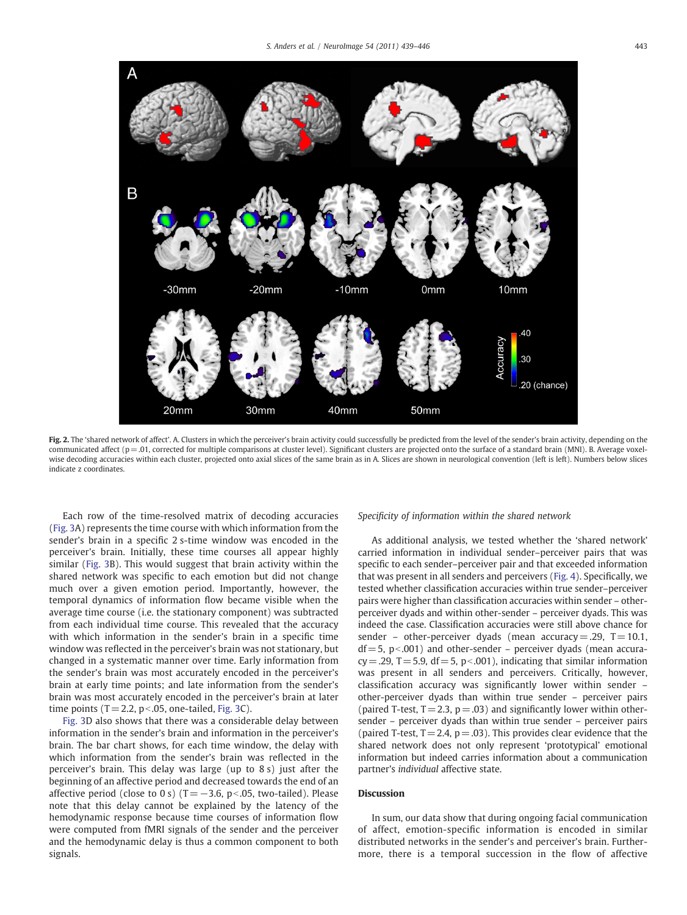**Fig. 2.** The 'shared network of affect'. A. Clusters in which the perceiver's brain activity could successfully be predicted from the level of the sender's brain activity, depending on the communicated affect ($p = .01$, corrected for multiple comparisons at cluster level). Significant clusters are projected onto the surface of a standard brain (MNI). B. Average voxel-wise decoding accuracies within each cluster, projected onto axial slices of the same brain as in A. Slices are shown in neurological convention (left is left). Numbers below slices indicate z coordinates.

Each row of the time-resolved matrix of decoding accuracies (Fig. 3A) represents the time course with which information from the sender's brain in a specific 2 s-time window was encoded in the perceiver's brain. Initially, these time courses all appear highly similar (Fig. 3B). This would suggest that brain activity within the shared network was specific to each emotion but did not change much over a given emotion period. Importantly, however, the temporal dynamics of information flow became visible when the average time course (i.e. the stationary component) was subtracted from each individual time course. This revealed that the accuracy with which information in the sender's brain in a specific time window was reflected in the perceiver's brain was not stationary, but changed in a systematic manner over time. Early information from the sender's brain was most accurately encoded in the perceiver's brain at early time points; and late information from the sender's brain was most accurately encoded in the perceiver's brain at later time points ($T = 2.2$, $p < .05$, one-tailed, Fig. 3C).

Fig. 3D also shows that there was a considerable delay between information in the sender's brain and information in the perceiver's brain. The bar chart shows, for each time window, the delay with which information from the sender's brain was reflected in the perceiver's brain. This delay was large (up to 8 s) just after the beginning of an affective period and decreased towards the end of an affective period (close to 0 s) ($T = -3.6$, $p < .05$, two-tailed). Please note that this delay cannot be explained by the latency of the hemodynamic response because time courses of information flow were computed from fMRI signals of the sender and the perceiver and the hemodynamic delay is thus a common component to both signals.

*Specificity of information within the shared network*

As additional analysis, we tested whether the 'shared network' carried information in individual sender–perceiver pairs that was specific to each sender–perceiver pair and that exceeded information that was present in all senders and perceivers (Fig. 4). Specifically, we tested whether classification accuracies within true sender–perceiver pairs were higher than classification accuracies within sender – other-perceiver dyads and within other-sender – perceiver dyads. This was indeed the case. Classification accuracies were still above chance for sender – other-perceiver dyads (mean accuracy $= .29$, $T = 10.1$, $df = 5$, $p < .001$) and other-sender – perceiver dyads (mean accuracy $= .29$, $T = 5.9$, $df = 5$, $p < .001$), indicating that similar information was present in all senders and perceivers. Critically, however, classification accuracy was significantly lower within sender – other-perceiver dyads than within true sender – perceiver pairs (paired T-test, $T = 2.3$, $p = .03$) and significantly lower within other-sender – perceiver dyads than within true sender – perceiver pairs (paired T-test, $T = 2.4$, $p = .03$). This provides clear evidence that the shared network does not only represent 'prototypical' emotional information but indeed carries information about a communication partner's *individual* affective state.

## Discussion

In sum, our data show that during ongoing facial communication of affect, emotion-specific information is encoded in similar distributed networks in the sender's and perceiver's brain. Furthermore, there is a temporal succession in the flow of affective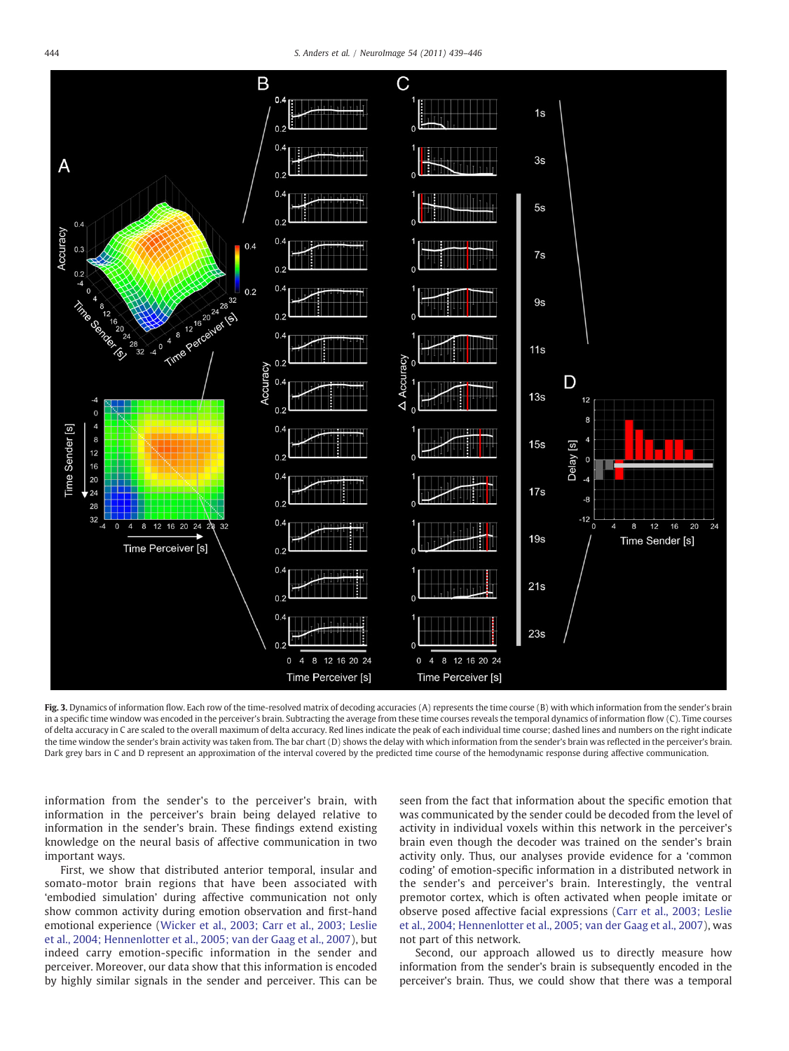**Fig. 3.** Dynamics of information flow. Each row of the time-resolved matrix of decoding accuracies (A) represents the time course (B) with which information from the sender's brain in a specific time window was encoded in the perceiver's brain. Subtracting the average from these time courses reveals the temporal dynamics of information flow (C). Time courses of delta accuracy in C are scaled to the overall maximum of delta accuracy. Red lines indicate the peak of each individual time course; dashed lines and numbers on the right indicate the time window the sender's brain activity was taken from. The bar chart (D) shows the delay with which information from the sender's brain was reflected in the perceiver's brain. Dark grey bars in C and D represent an approximation of the interval covered by the predicted time course of the hemodynamic response during affective communication.

information from the sender's to the perceiver's brain, with information in the perceiver's brain being delayed relative to information in the sender's brain. These findings extend existing knowledge on the neural basis of affective communication in two important ways.

First, we show that distributed anterior temporal, insular and somato-motor brain regions that have been associated with 'embodied simulation' during affective communication not only show common activity during emotion observation and first-hand emotional experience (Wicker et al., 2003; Carr et al., 2003; Leslie et al., 2004; Hennenlotter et al., 2005; van der Gaag et al., 2007), but indeed carry emotion-specific information in the sender and perceiver. Moreover, our data show that this information is encoded by highly similar signals in the sender and perceiver. This can be seen from the fact that information about the specific emotion that was communicated by the sender could be decoded from the level of activity in individual voxels within this network in the perceiver's brain even though the decoder was trained on the sender's brain activity only. Thus, our analyses provide evidence for a 'common coding' of emotion-specific information in a distributed network in the sender's and perceiver's brain. Interestingly, the ventral premotor cortex, which is often activated when people imitate or observe posed affective facial expressions (Carr et al., 2003; Leslie et al., 2004; Hennenlotter et al., 2005; van der Gaag et al., 2007), was not part of this network.

Second, our approach allowed us to directly measure how information from the sender's brain is subsequently encoded in the perceiver's brain. Thus, we could show that there was a temporal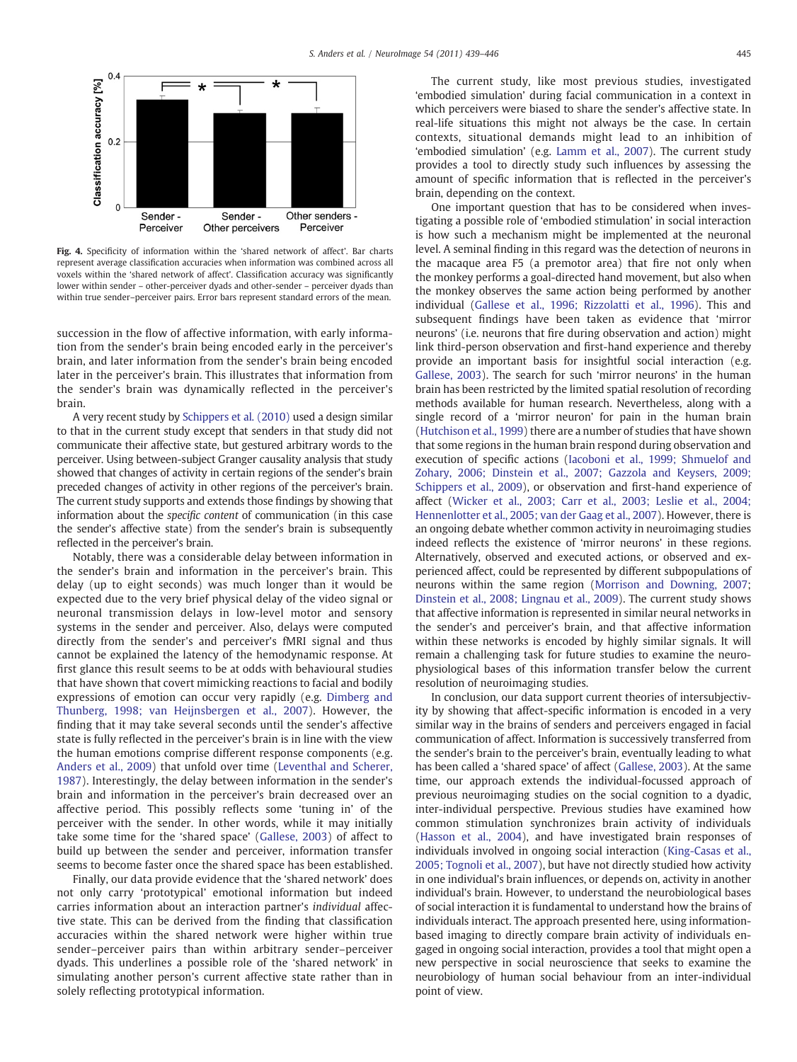**Fig. 4.** Specificity of information within the 'shared network of affect'. Bar charts represent average classification accuracies when information was combined across all voxels within the 'shared network of affect'. Classification accuracy was significantly lower within sender – other-perceiver dyads and other-sender – perceiver dyads than within true sender–perceiver pairs. Error bars represent standard errors of the mean.

succession in the flow of affective information, with early information from the sender's brain being encoded early in the perceiver's brain, and later information from the sender's brain being encoded later in the perceiver's brain. This illustrates that information from the sender's brain was dynamically reflected in the perceiver's brain.

A very recent study by Schippers et al. (2010) used a design similar to that in the current study except that senders in that study did not communicate their affective state, but gestured arbitrary words to the perceiver. Using between-subject Granger causality analysis that study showed that changes of activity in certain regions of the sender's brain preceded changes of activity in other regions of the perceiver's brain. The current study supports and extends those findings by showing that information about the *specific content* of communication (in this case the sender's affective state) from the sender's brain is subsequently reflected in the perceiver's brain.

Notably, there was a considerable delay between information in the sender's brain and information in the perceiver's brain. This delay (up to eight seconds) was much longer than it would be expected due to the very brief physical delay of the video signal or neuronal transmission delays in low-level motor and sensory systems in the sender and perceiver. Also, delays were computed directly from the sender's and perceiver's fMRI signal and thus cannot be explained the latency of the hemodynamic response. At first glance this result seems to be at odds with behavioural studies that have shown that covert mimicking reactions to facial and bodily expressions of emotion can occur very rapidly (e.g. Dimberg and Thunberg, 1998; van Heijnsbergen et al., 2007). However, the finding that it may take several seconds until the sender's affective state is fully reflected in the perceiver's brain is in line with the view the human emotions comprise different response components (e.g. Anders et al., 2009) that unfold over time (Leventhal and Scherer, 1987). Interestingly, the delay between information in the sender's brain and information in the perceiver's brain decreased over an affective period. This possibly reflects some 'tuning in' of the perceiver with the sender. In other words, while it may initially take some time for the 'shared space' (Gallese, 2003) of affect to build up between the sender and perceiver, information transfer seems to become faster once the shared space has been established.

Finally, our data provide evidence that the 'shared network' does not only carry 'prototypical' emotional information but indeed carries information about an interaction partner's *individual* affective state. This can be derived from the finding that classification accuracies within the shared network were higher within true sender–perceiver pairs than within arbitrary sender–perceiver dyads. This underlines a possible role of the 'shared network' in simulating another person's current affective state rather than in solely reflecting prototypical information.

The current study, like most previous studies, investigated 'embodied simulation' during facial communication in a context in which perceivers were biased to share the sender's affective state. In real-life situations this might not always be the case. In certain contexts, situational demands might lead to an inhibition of 'embodied simulation' (e.g. Lamm et al., 2007). The current study provides a tool to directly study such influences by assessing the amount of specific information that is reflected in the perceiver's brain, depending on the context.

One important question that has to be considered when investigating a possible role of 'embodied simulation' in social interaction is how such a mechanism might be implemented at the neuronal level. A seminal finding in this regard was the detection of neurons in the macaque area F5 (a premotor area) that fire not only when the monkey performs a goal-directed hand movement, but also when the monkey observes the same action being performed by another individual (Gallese et al., 1996; Rizzolatti et al., 1996). This and subsequent findings have been taken as evidence that 'mirror neurons' (i.e. neurons that fire during observation and action) might link third-person observation and first-hand experience and thereby provide an important basis for insightful social interaction (e.g. Gallese, 2003). The search for such 'mirror neurons' in the human brain has been restricted by the limited spatial resolution of recording methods available for human research. Nevertheless, along with a single record of a 'mirror neuron' for pain in the human brain (Hutchison et al., 1999) there are a number of studies that have shown that some regions in the human brain respond during observation and execution of specific actions (Iacoboni et al., 1999; Shmuelof and Zohary, 2006; Dinstein et al., 2007; Gazzola and Keysers, 2009; Schippers et al., 2009), or observation and first-hand experience of affect (Wicker et al., 2003; Carr et al., 2003; Leslie et al., 2004; Hennenlotter et al., 2005; van der Gaag et al., 2007). However, there is an ongoing debate whether common activity in neuroimaging studies indeed reflects the existence of 'mirror neurons' in these regions. Alternatively, observed and executed actions, or observed and experienced affect, could be represented by different subpopulations of neurons within the same region (Morrison and Downing, 2007; Dinstein et al., 2008; Lingnau et al., 2009). The current study shows that affective information is represented in similar neural networks in the sender's and perceiver's brain, and that affective information within these networks is encoded by highly similar signals. It will remain a challenging task for future studies to examine the neurophysiological bases of this information transfer below the current resolution of neuroimaging studies.

In conclusion, our data support current theories of intersubjectivity by showing that affect-specific information is encoded in a very similar way in the brains of senders and perceivers engaged in facial communication of affect. Information is successively transferred from the sender's brain to the perceiver's brain, eventually leading to what has been called a 'shared space' of affect (Gallese, 2003). At the same time, our approach extends the individual-focussed approach of previous neuroimaging studies on the social cognition to a dyadic, inter-individual perspective. Previous studies have examined how common stimulation synchronizes brain activity of individuals (Hasson et al., 2004), and have investigated brain responses of individuals involved in ongoing social interaction (King-Casas et al., 2005; Tognoli et al., 2007), but have not directly studied how activity in one individual's brain influences, or depends on, activity in another individual's brain. However, to understand the neurobiological bases of social interaction it is fundamental to understand how the brains of individuals interact. The approach presented here, using information-based imaging to directly compare brain activity of individuals engaged in ongoing social interaction, provides a tool that might open a new perspective in social neuroscience that seeks to examine the neurobiology of human social behaviour from an inter-individual point of view.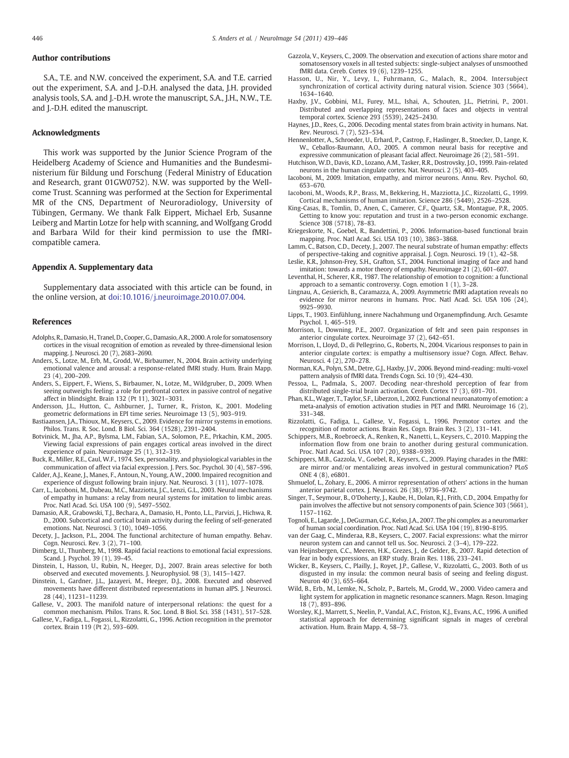## Author contributions

S.A., T.E. and N.W. conceived the experiment, S.A. and T.E. carried out the experiment, S.A. and J.-D.H. analysed the data, J.H. provided analysis tools, S.A. and J.-D.H. wrote the manuscript, S.A., J.H., N.W., T.E. and J.-D.H. edited the manuscript.

## Acknowledgments

This work was supported by the Junior Science Program of the Heidelberg Academy of Science and Humanities and the Bundesministerium für Bildung und Forschung (Federal Ministry of Education and Research, grant 01GW0752). N.W. was supported by the Wellcome Trust. Scanning was performed at the Section for Experimental MR of the CNS, Department of Neuroradiology, University of Tübingen, Germany. We thank Falk Eippert, Michael Erb, Susanne Leiberg and Martin Lotze for help with scanning, and Wolfgang Grodd and Barbara Wild for their kind permission to use the fMRI-compatible camera.

## Appendix A. Supplementary data

Supplementary data associated with this article can be found, in the online version, at doi:10.1016/j.neuroimage.2010.07.004.

## References

- Adolphs, R., Damasio, H., Tranel, D., Cooper, G., Damasio, A.R., 2000. A role for somatosensory cortices in the visual recognition of emotion as revealed by three-dimensional lesion mapping. J. Neurosci. 20 (7), 2683–2690.
- Anders, S., Lotze, M., Erb, M., Grodd, W., Birbaumer, N., 2004. Brain activity underlying emotional valence and arousal: a response-related fMRI study. Hum. Brain Mapp. 23 (4), 200–209.
- Anders, S., Eippert, F., Wiens, S., Birbaumer, N., Lotze, M., Wildgruber, D., 2009. When seeing outweighs feeling: a role for prefrontal cortex in passive control of negative affect in blindsight. Brain 132 (Pt 11), 3021–3031.
- Andersson, J.L., Hutton, C., Ashburner, J., Turner, R., Friston, K., 2001. Modeling geometric deformations in EPI time series. Neuroimage 13 (5), 903–919.
- Bastiaansen, J.A., Thioux, M., Keysers, C., 2009. Evidence for mirror systems in emotions. Philos. Trans. R. Soc. Lond. B Biol. Sci. 364 (1528), 2391–2404.
- Botvinick, M., Jha, A.P., Bylsma, L.M., Fabian, S.A., Solomon, P.E., Prkachin, K.M., 2005. Viewing facial expressions of pain engages cortical areas involved in the direct experience of pain. Neuroimage 25 (1), 312–319.
- Buck, R., Miller, R.E., Caul, W.F., 1974. Sex, personality, and physiological variables in the communication of affect via facial expression. J. Pers. Soc. Psychol. 30 (4), 587–596.
- Calder, A.J., Keane, J., Manes, F., Antoun, N., Young, A.W., 2000. Impaired recognition and experience of disgust following brain injury. Nat. Neurosci. 3 (11), 1077–1078.
- Carr, L., Iacoboni, M., Dubeau, M.C., Mazziotta, J.C., Lenzi, G.L., 2003. Neural mechanisms of empathy in humans: a relay from neural systems for imitation to limbic areas. Proc. Natl Acad. Sci. USA 100 (9), 5497–5502.
- Damasio, A.R., Grabowski, T.J., Bechara, A., Damasio, H., Ponto, L.L., Parvizi, J., Hichwa, R. D., 2000. Subcortical and cortical brain activity during the feeling of self-generated emotions. Nat. Neurosci. 3 (10), 1049–1056.
- Decety, J., Jackson, P.L., 2004. The functional architecture of human empathy. Behav. Cogn. Neurosci. Rev. 3 (2), 71–100.
- Dimberg, U., Thunberg, M., 1998. Rapid facial reactions to emotional facial expressions. Scand. J. Psychol. 39 (1), 39–45.
- Dinstein, I., Hasson, U., Rubin, N., Heeger, D.J., 2007. Brain areas selective for both observed and executed movements. J. Neurophysiol. 98 (3), 1415–1427.
- Dinstein, I., Gardner, J.L., Jazayeri, M., Heeger, D.J., 2008. Executed and observed movements have different distributed representations in human aIPS. J. Neurosci. 28 (44), 11231–11239.
- Gallese, V., 2003. The manifold nature of interpersonal relations: the quest for a common mechanism. Philos. Trans. R. Soc. Lond. B Biol. Sci. 358 (1431), 517–528.
- Gallese, V., Fadiga, L., Fogassi, L., Rizzolatti, G., 1996. Action recognition in the premotor cortex. Brain 119 (Pt 2), 593–609.
- Gazzola, V., Keysers, C., 2009. The observation and execution of actions share motor and somatosensory voxels in all tested subjects: single-subject analyses of unsmoothed fMRI data. Cereb. Cortex 19 (6), 1239–1255.
- Hasson, U., Nir, Y., Levy, I., Fuhrmann, G., Malach, R., 2004. Intersubject synchronization of cortical activity during natural vision. Science 303 (5664), 1634–1640.
- Haxby, J.V., Gobbini, M.I., Furey, M.L., Ishai, A., Schouten, J.L., Pietrini, P., 2001. Distributed and overlapping representations of faces and objects in ventral temporal cortex. Science 293 (5539), 2425–2430.
- Haynes, J.D., Rees, G., 2006. Decoding mental states from brain activity in humans. Nat. Rev. Neurosci. 7 (7), 523–534.
- Hennenlotter, A., Schroeder, U., Erhard, P., Castrop, F., Haslinger, B., Stoecker, D., Lange, K. W., Ceballos-Baumann, A.O., 2005. A common neural basis for receptive and expressive communication of pleasant facial affect. Neuroimage 26 (2), 581–591.
- Hutchison, W.D., Davis, K.D., Lozano, A.M., Tasker, R.R., Dostrovsky, J.O., 1999. Pain-related neurons in the human cingulate cortex. Nat. Neurosci. 2 (5), 403–405.
- Iacoboni, M., 2009. Imitation, empathy, and mirror neurons. Annu. Rev. Psychol. 60, 653–670.
- Iacoboni, M., Woods, R.P., Brass, M., Bekkering, H., Mazziotta, J.C., Rizzolatti, G., 1999. Cortical mechanisms of human imitation. Science 286 (5449), 2526–2528.
- King-Casas, B., Tomlin, D., Anen, C., Camerer, C.F., Quartz, S.R., Montague, P.R., 2005. Getting to know you: reputation and trust in a two-person economic exchange. Science 308 (5718), 78–83.
- Kriegeskorte, N., Goebel, R., Bandettini, P., 2006. Information-based functional brain mapping. Proc. Natl Acad. Sci. USA 103 (10), 3863–3868.
- Lamm, C., Batson, C.D., Decety, J., 2007. The neural substrate of human empathy: effects of perspective-taking and cognitive appraisal. J. Cogn. Neurosci. 19 (1), 42–58.
- Leslie, K.R., Johnson-Frey, S.H., Grafton, S.T., 2004. Functional imaging of face and hand imitation: towards a motor theory of empathy. Neuroimage 21 (2), 601–607.
- Leventhal, H., Scherer, K.R., 1987. The relationship of emotion to cognition: a functional approach to a semantic controversy. Cogn. emotion 1 (1), 3–28.
- Lingnau, A., Gesierich, B., Caramazza, A., 2009. Asymmetric fMRI adaptation reveals no evidence for mirror neurons in humans. Proc. Natl Acad. Sci. USA 106 (24), 9925–9930.
- Lipps, T., 1903. Einfühlung, innere Nachahmung und Organempfindung. Arch. Gesamte Psychol. 1, 465–519.
- Morrison, I., Downing, P.E., 2007. Organization of felt and seen pain responses in anterior cingulate cortex. Neuroimage 37 (2), 642–651.
- Morrison, I., Lloyd, D., di Pellegrino, G., Roberts, N., 2004. Vicarious responses to pain in anterior cingulate cortex: is empathy a multisensory issue? Cogn. Affect. Behav. Neurosci. 4 (2), 270–278.
- Norman, K.A., Polyn, S.M., Detre, G.J., Haxby, J.V., 2006. Beyond mind-reading: multi-voxel pattern analysis of fMRI data. Trends Cogn. Sci. 10 (9), 424–430.
- Pessoa, L., Padmala, S., 2007. Decoding near-threshold perception of fear from distributed single-trial brain activation. Cereb. Cortex 17 (3), 691–701.
- Phan, K.L., Wager, T., Taylor, S.F., Liberzon, I., 2002. Functional neuroanatomy of emotion: a meta-analysis of emotion activation studies in PET and fMRI. Neuroimage 16 (2), 331–348.
- Rizzolatti, G., Fadiga, L., Gallese, V., Fogassi, L., 1996. Premotor cortex and the recognition of motor actions. Brain Res. Cogn. Brain Res. 3 (2), 131–141.
- Schippers, M.B., Roebroeck, A., Renken, R., Nanetti, L., Keysers, C., 2010. Mapping the information flow from one brain to another during gestural communication. Proc. Natl Acad. Sci. USA 107 (20), 9388–9393.
- Schippers, M.B., Gazzola, V., Goebel, R., Keysers, C., 2009. Playing charades in the fMRI: are mirror and/or mentalizing areas involved in gestural communication? PLoS ONE 4 (8), e6801.
- Shmuelof, L., Zohary, E., 2006. A mirror representation of others' actions in the human anterior parietal cortex. J. Neurosci. 26 (38), 9736–9742.
- Singer, T., Seymour, B., O'Doherty, J., Kaube, H., Dolan, R.J., Frith, C.D., 2004. Empathy for pain involves the affective but not sensory components of pain. Science 303 (5661), 1157–1162.
- Tognoli, E., Lagarde, J., DeGuzman, G.C., Kelso, J.A., 2007. The phi complex as a neuromarker of human social coordination. Proc. Natl Acad. Sci. USA 104 (19), 8190–8195.
- van der Gaag, C., Minderaa, R.B., Keysers, C., 2007. Facial expressions: what the mirror neuron system can and cannot tell us. Soc. Neurosci. 2 (3–4), 179–222.
- van Heijnsbergen, C.C., Meeren, H.K., Grezes, J., de Gelder, B., 2007. Rapid detection of fear in body expressions, an ERP study. Brain Res. 1186, 233–241.
- Wicker, B., Keysers, C., Plailly, J., Royet, J.P., Gallese, V., Rizzolatti, G., 2003. Both of us disgusted in my insula: the common neural basis of seeing and feeling disgust. Neuron 40 (3), 655–664.
- Wild, B., Erb, M., Lemke, N., Scholz, P., Bartels, M., Grodd, W., 2000. Video camera and light system for application in magnetic resonance scanners. Magn. Reson. Imaging 18 (7), 893–896.
- Worsley, K.J., Marrett, S., Neelin, P., Vandal, A.C., Friston, K.J., Evans, A.C., 1996. A unified statistical approach for determining significant signals in mages of cerebral activation. Hum. Brain Mapp. 4, 58–73.